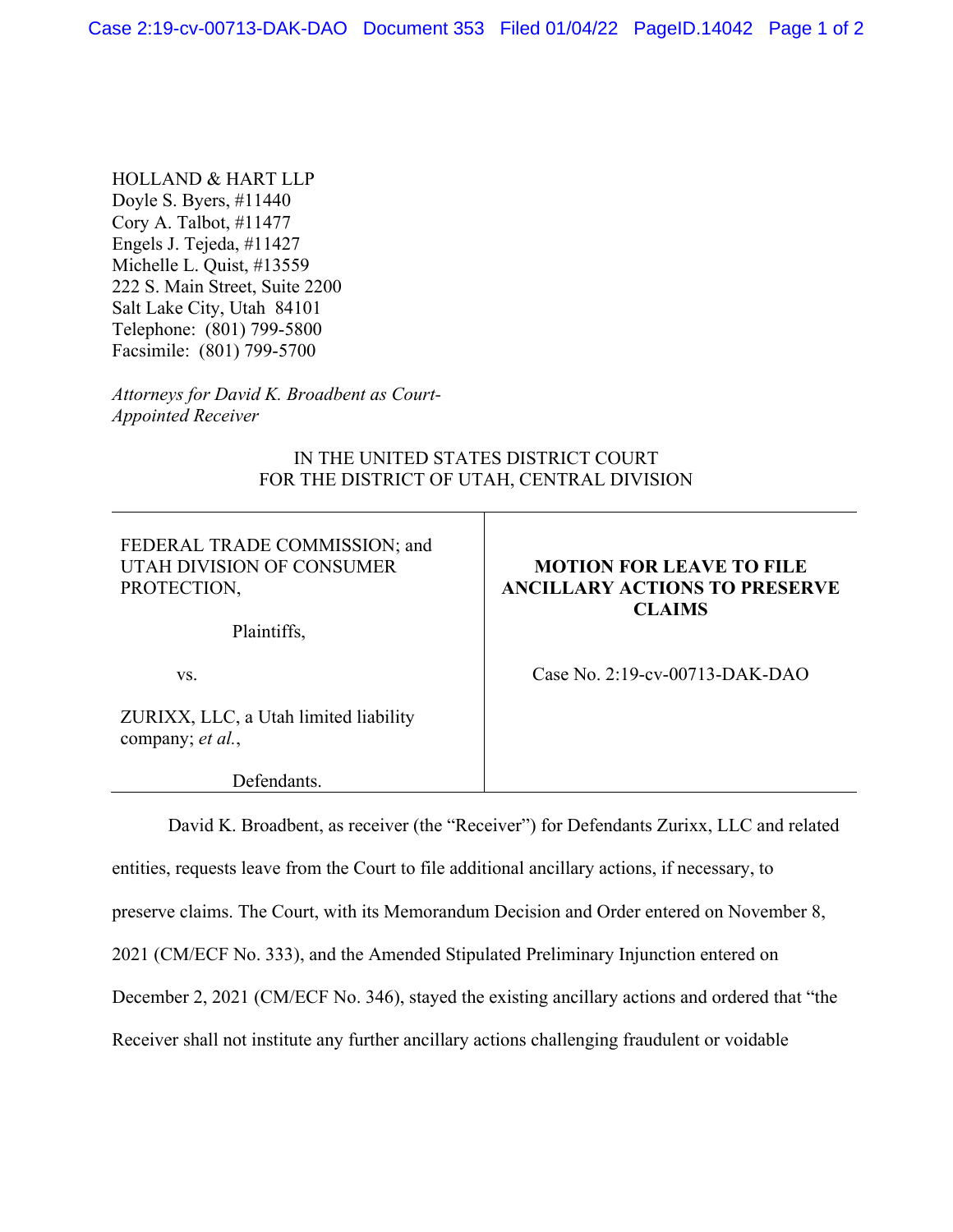HOLLAND & HART LLP
Doyle S. Byers, #11440
Cory A. Talbot, #11477
Engels J. Tejeda, #11427
Michelle L. Quist, #13559
222 S. Main Street, Suite 2200
Salt Lake City, Utah 84101
Telephone: (801) 799-5800
Facsimile: (801) 799-5700

*Attorneys for David K. Broadbent as Court-Appointed Receiver*

IN THE UNITED STATES DISTRICT COURT
FOR THE DISTRICT OF UTAH, CENTRAL DIVISION

| | |
|---|---|
| FEDERAL TRADE COMMISSION; and UTAH DIVISION OF CONSUMER PROTECTION,<br><br>Plaintiffs,<br><br>vs.<br><br>ZURIXX, LLC, a Utah limited liability company; *et al.*,<br><br>Defendants. | **MOTION FOR LEAVE TO FILE ANCILLARY ACTIONS TO PRESERVE CLAIMS**<br><br>Case No. 2:19-cv-00713-DAK-DAO |

David K. Broadbent, as receiver (the "Receiver") for Defendants Zurixx, LLC and related entities, requests leave from the Court to file additional ancillary actions, if necessary, to preserve claims. The Court, with its Memorandum Decision and Order entered on November 8, 2021 (CM/ECF No. 333), and the Amended Stipulated Preliminary Injunction entered on December 2, 2021 (CM/ECF No. 346), stayed the existing ancillary actions and ordered that "the Receiver shall not institute any further ancillary actions challenging fraudulent or voidable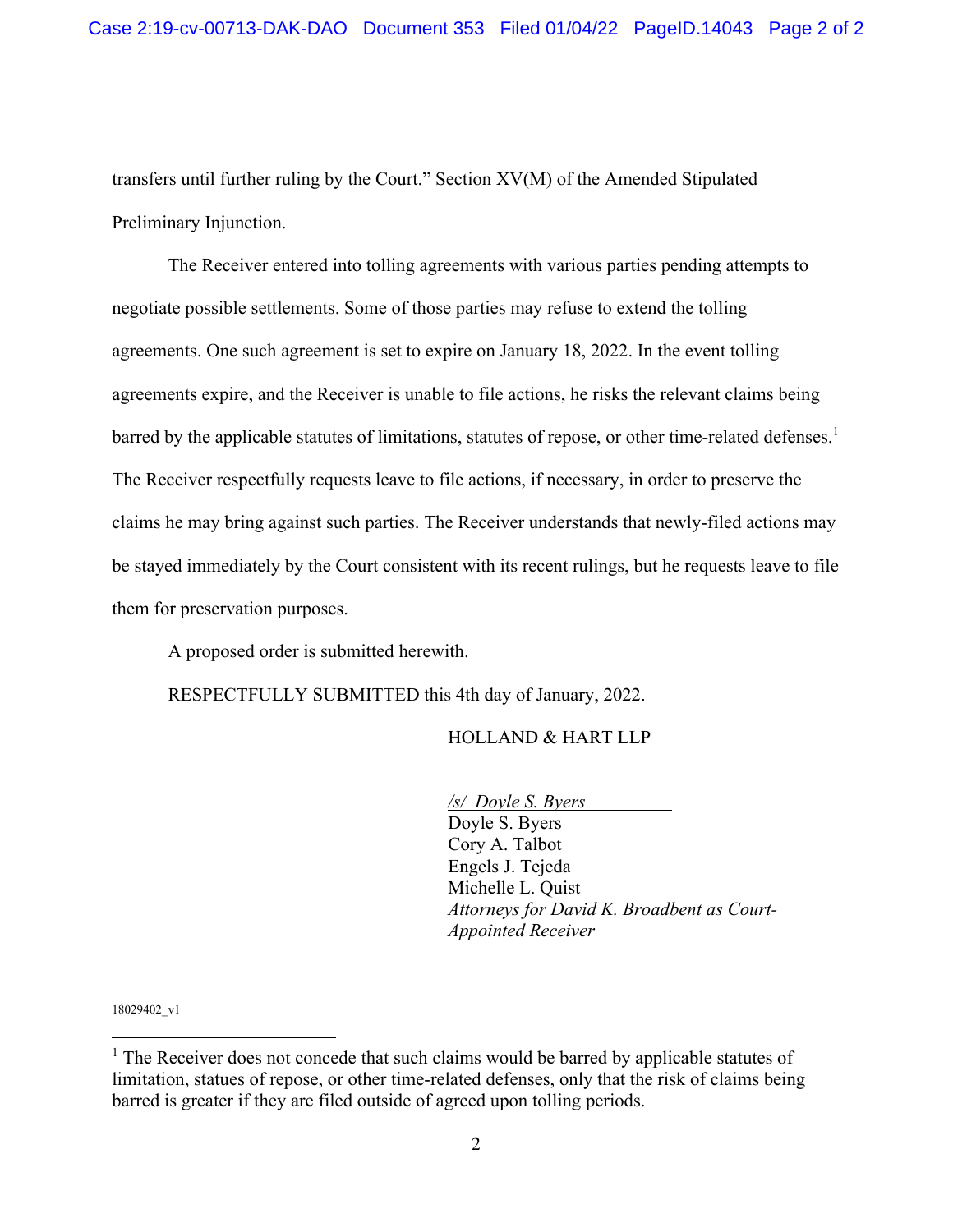transfers until further ruling by the Court." Section XV(M) of the Amended Stipulated Preliminary Injunction.

The Receiver entered into tolling agreements with various parties pending attempts to negotiate possible settlements. Some of those parties may refuse to extend the tolling agreements. One such agreement is set to expire on January 18, 2022. In the event tolling agreements expire, and the Receiver is unable to file actions, he risks the relevant claims being barred by the applicable statutes of limitations, statutes of repose, or other time-related defenses.[1] The Receiver respectfully requests leave to file actions, if necessary, in order to preserve the claims he may bring against such parties. The Receiver understands that newly-filed actions may be stayed immediately by the Court consistent with its recent rulings, but he requests leave to file them for preservation purposes.

A proposed order is submitted herewith.

RESPECTFULLY SUBMITTED this 4th day of January, 2022.

HOLLAND & HART LLP

*/s/ Doyle S. Byers*
Doyle S. Byers
Cory A. Talbot
Engels J. Tejeda
Michelle L. Quist
*Attorneys for David K. Broadbent as Court-Appointed Receiver*

18029402_v1

---

[1] The Receiver does not concede that such claims would be barred by applicable statutes of limitation, statues of repose, or other time-related defenses, only that the risk of claims being barred is greater if they are filed outside of agreed upon tolling periods.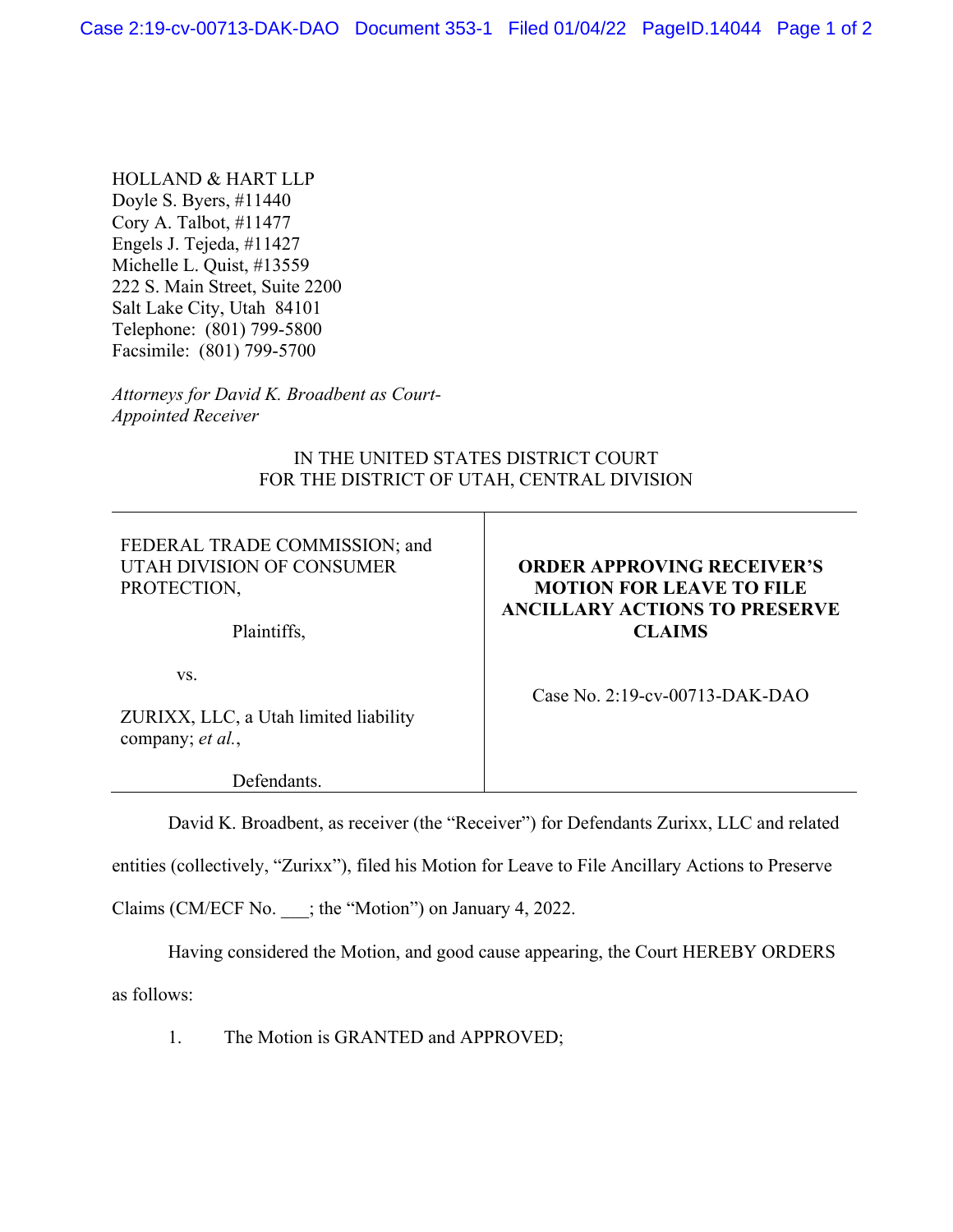HOLLAND & HART LLP
Doyle S. Byers, #11440
Cory A. Talbot, #11477
Engels J. Tejeda, #11427
Michelle L. Quist, #13559
222 S. Main Street, Suite 2200
Salt Lake City, Utah 84101
Telephone: (801) 799-5800
Facsimile: (801) 799-5700

*Attorneys for David K. Broadbent as Court-Appointed Receiver*

IN THE UNITED STATES DISTRICT COURT
FOR THE DISTRICT OF UTAH, CENTRAL DIVISION

| | |
|---|---|
| FEDERAL TRADE COMMISSION; and UTAH DIVISION OF CONSUMER PROTECTION,<br><br>Plaintiffs,<br><br>vs.<br><br>ZURIXX, LLC, a Utah limited liability company; *et al.*,<br><br>Defendants. | **ORDER APPROVING RECEIVER'S MOTION FOR LEAVE TO FILE ANCILLARY ACTIONS TO PRESERVE CLAIMS**<br><br>Case No. 2:19-cv-00713-DAK-DAO |

David K. Broadbent, as receiver (the "Receiver") for Defendants Zurixx, LLC and related entities (collectively, "Zurixx"), filed his Motion for Leave to File Ancillary Actions to Preserve Claims (CM/ECF No. ___; the "Motion") on January 4, 2022.

Having considered the Motion, and good cause appearing, the Court HEREBY ORDERS as follows:

1. The Motion is GRANTED and APPROVED;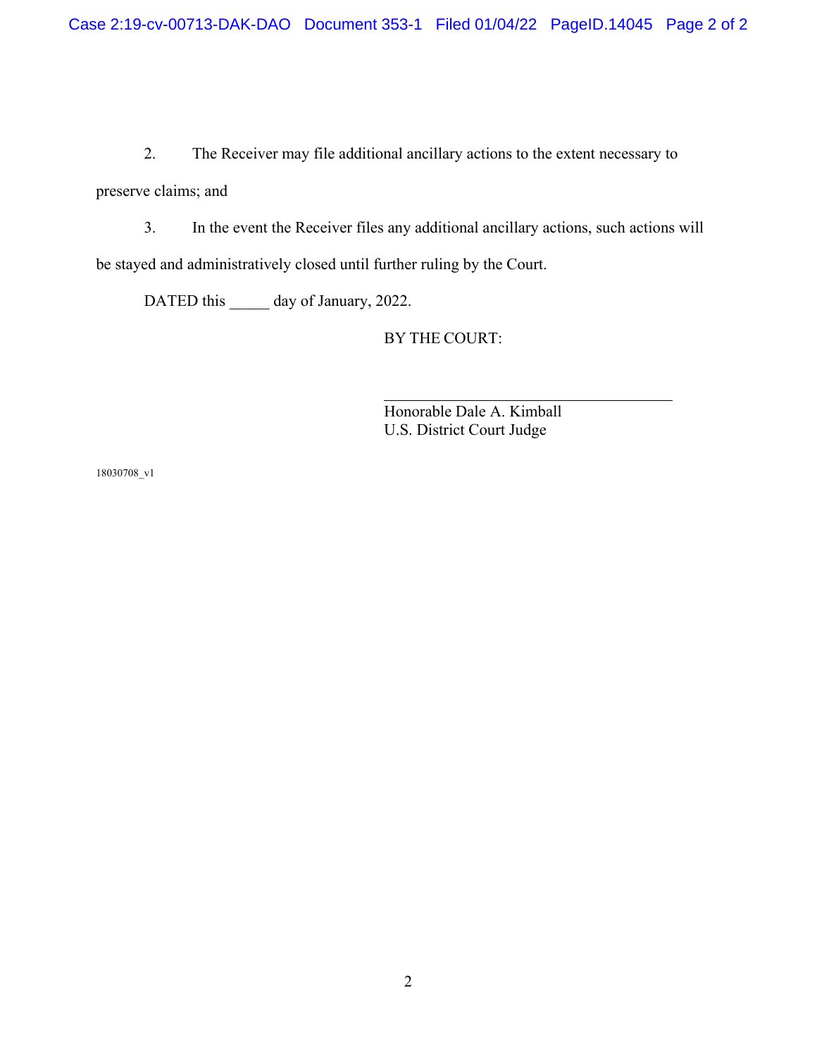2. The Receiver may file additional ancillary actions to the extent necessary to preserve claims; and

3. In the event the Receiver files any additional ancillary actions, such actions will be stayed and administratively closed until further ruling by the Court.

DATED this _____ day of January, 2022.

BY THE COURT:

_________________________________
Honorable Dale A. Kimball
U.S. District Court Judge

18030708_v1